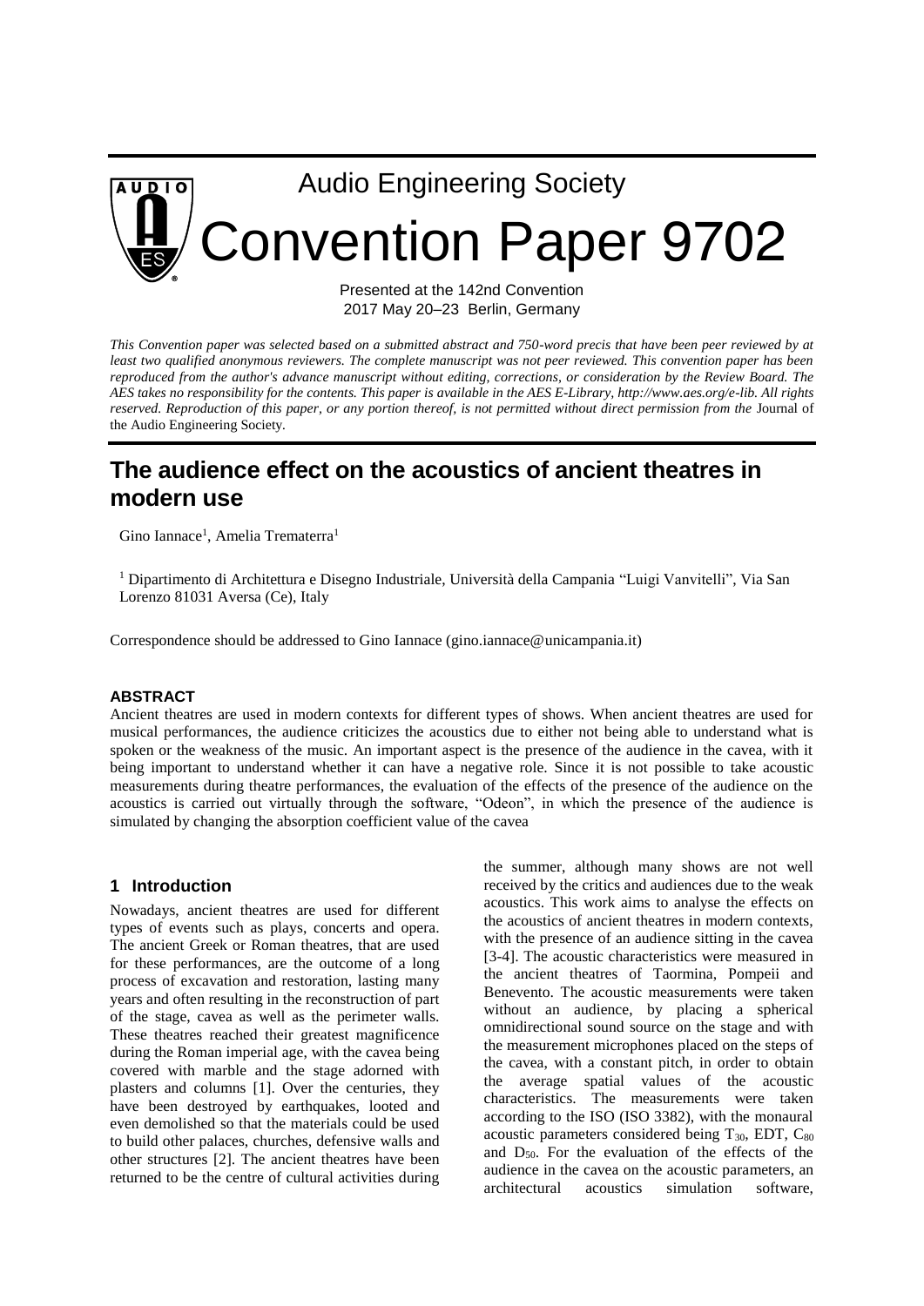Audio Engineering Society

# Convention Paper 9702

Presented at the 142nd Convention
2017 May 20–23 Berlin, Germany

*This Convention paper was selected based on a submitted abstract and 750-word precis that have been peer reviewed by at least two qualified anonymous reviewers. The complete manuscript was not peer reviewed. This convention paper has been reproduced from the author's advance manuscript without editing, corrections, or consideration by the Review Board. The AES takes no responsibility for the contents. This paper is available in the AES E-Library, http://www.aes.org/e-lib. All rights reserved. Reproduction of this paper, or any portion thereof, is not permitted without direct permission from the* Journal of the Audio Engineering Society.

# The audience effect on the acoustics of ancient theatres in modern use

Gino Iannace[1], Amelia Trematerra[1]

[1] Dipartimento di Architettura e Disegno Industriale, Università della Campania "Luigi Vanvitelli", Via San Lorenzo 81031 Aversa (Ce), Italy

Correspondence should be addressed to Gino Iannace (gino.iannace@unicampania.it)

### ABSTRACT

Ancient theatres are used in modern contexts for different types of shows. When ancient theatres are used for musical performances, the audience criticizes the acoustics due to either not being able to understand what is spoken or the weakness of the music. An important aspect is the presence of the audience in the cavea, with it being important to understand whether it can have a negative role. Since it is not possible to take acoustic measurements during theatre performances, the evaluation of the effects of the presence of the audience on the acoustics is carried out virtually through the software, "Odeon", in which the presence of the audience is simulated by changing the absorption coefficient value of the cavea

## 1 Introduction

Nowadays, ancient theatres are used for different types of events such as plays, concerts and opera. The ancient Greek or Roman theatres, that are used for these performances, are the outcome of a long process of excavation and restoration, lasting many years and often resulting in the reconstruction of part of the stage, cavea as well as the perimeter walls. These theatres reached their greatest magnificence during the Roman imperial age, with the cavea being covered with marble and the stage adorned with plasters and columns [1]. Over the centuries, they have been destroyed by earthquakes, looted and even demolished so that the materials could be used to build other palaces, churches, defensive walls and other structures [2]. The ancient theatres have been returned to be the centre of cultural activities during the summer, although many shows are not well received by the critics and audiences due to the weak acoustics. This work aims to analyse the effects on the acoustics of ancient theatres in modern contexts, with the presence of an audience sitting in the cavea [3-4]. The acoustic characteristics were measured in the ancient theatres of Taormina, Pompeii and Benevento. The acoustic measurements were taken without an audience, by placing a spherical omnidirectional sound source on the stage and with the measurement microphones placed on the steps of the cavea, with a constant pitch, in order to obtain the average spatial values of the acoustic characteristics. The measurements were taken according to the ISO (ISO 3382), with the monaural acoustic parameters considered being $T_{30}$, EDT, $C_{80}$ and $D_{50}$. For the evaluation of the effects of the audience in the cavea on the acoustic parameters, an architectural acoustics simulation software,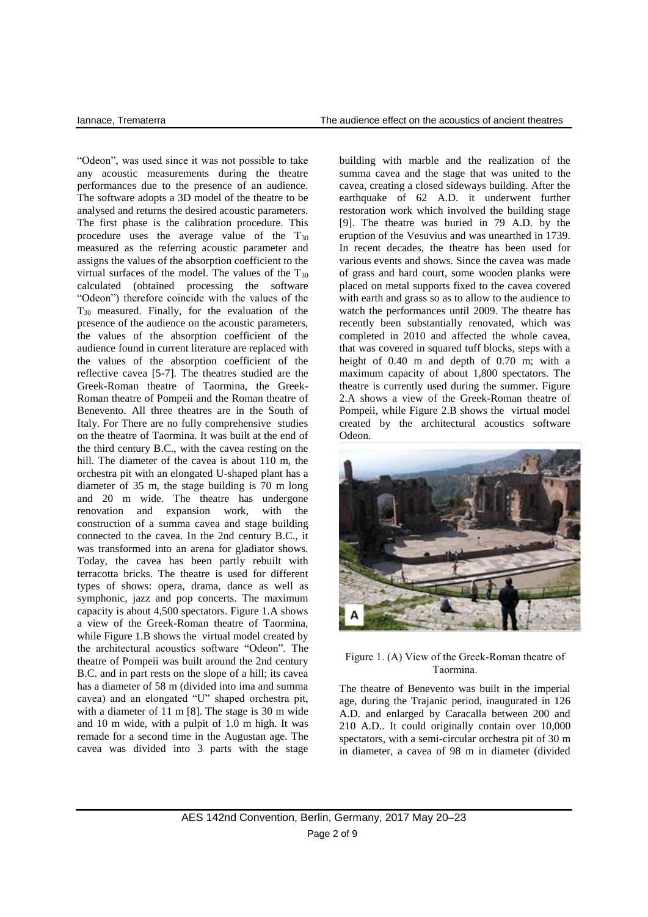"Odeon", was used since it was not possible to take any acoustic measurements during the theatre performances due to the presence of an audience. The software adopts a 3D model of the theatre to be analysed and returns the desired acoustic parameters. The first phase is the calibration procedure. This procedure uses the average value of the $T_{30}$ measured as the referring acoustic parameter and assigns the values of the absorption coefficient to the virtual surfaces of the model. The values of the $T_{30}$ calculated (obtained processing the software "Odeon") therefore coincide with the values of the $T_{30}$ measured. Finally, for the evaluation of the presence of the audience on the acoustic parameters, the values of the absorption coefficient of the audience found in current literature are replaced with the values of the absorption coefficient of the reflective cavea [5-7]. The theatres studied are the Greek-Roman theatre of Taormina, the Greek-Roman theatre of Pompeii and the Roman theatre of Benevento. All three theatres are in the South of Italy. For There are no fully comprehensive studies on the theatre of Taormina. It was built at the end of the third century B.C., with the cavea resting on the hill. The diameter of the cavea is about 110 m, the orchestra pit with an elongated U-shaped plant has a diameter of 35 m, the stage building is 70 m long and 20 m wide. The theatre has undergone renovation and expansion work, with the construction of a summa cavea and stage building connected to the cavea. In the 2nd century B.C., it was transformed into an arena for gladiator shows. Today, the cavea has been partly rebuilt with terracotta bricks. The theatre is used for different types of shows: opera, drama, dance as well as symphonic, jazz and pop concerts. The maximum capacity is about 4,500 spectators. Figure 1.A shows a view of the Greek-Roman theatre of Taormina, while Figure 1.B shows the virtual model created by the architectural acoustics software "Odeon". The theatre of Pompeii was built around the 2nd century B.C. and in part rests on the slope of a hill; its cavea has a diameter of 58 m (divided into ima and summa cavea) and an elongated "U" shaped orchestra pit, with a diameter of 11 m [8]. The stage is 30 m wide and 10 m wide, with a pulpit of 1.0 m high. It was remade for a second time in the Augustan age. The cavea was divided into 3 parts with the stage building with marble and the realization of the summa cavea and the stage that was united to the cavea, creating a closed sideways building. After the earthquake of 62 A.D. it underwent further restoration work which involved the building stage [9]. The theatre was buried in 79 A.D. by the eruption of the Vesuvius and was unearthed in 1739. In recent decades, the theatre has been used for various events and shows. Since the cavea was made of grass and hard court, some wooden planks were placed on metal supports fixed to the cavea covered with earth and grass so as to allow to the audience to watch the performances until 2009. The theatre has recently been substantially renovated, which was completed in 2010 and affected the whole cavea, that was covered in squared tuff blocks, steps with a height of 0.40 m and depth of 0.70 m; with a maximum capacity of about 1,800 spectators. The theatre is currently used during the summer. Figure 2.A shows a view of the Greek-Roman theatre of Pompeii, while Figure 2.B shows the virtual model created by the architectural acoustics software Odeon.

Figure 1. (A) View of the Greek-Roman theatre of Taormina.

The theatre of Benevento was built in the imperial age, during the Trajanic period, inaugurated in 126 A.D. and enlarged by Caracalla between 200 and 210 A.D.. It could originally contain over 10,000 spectators, with a semi-circular orchestra pit of 30 m in diameter, a cavea of 98 m in diameter (divided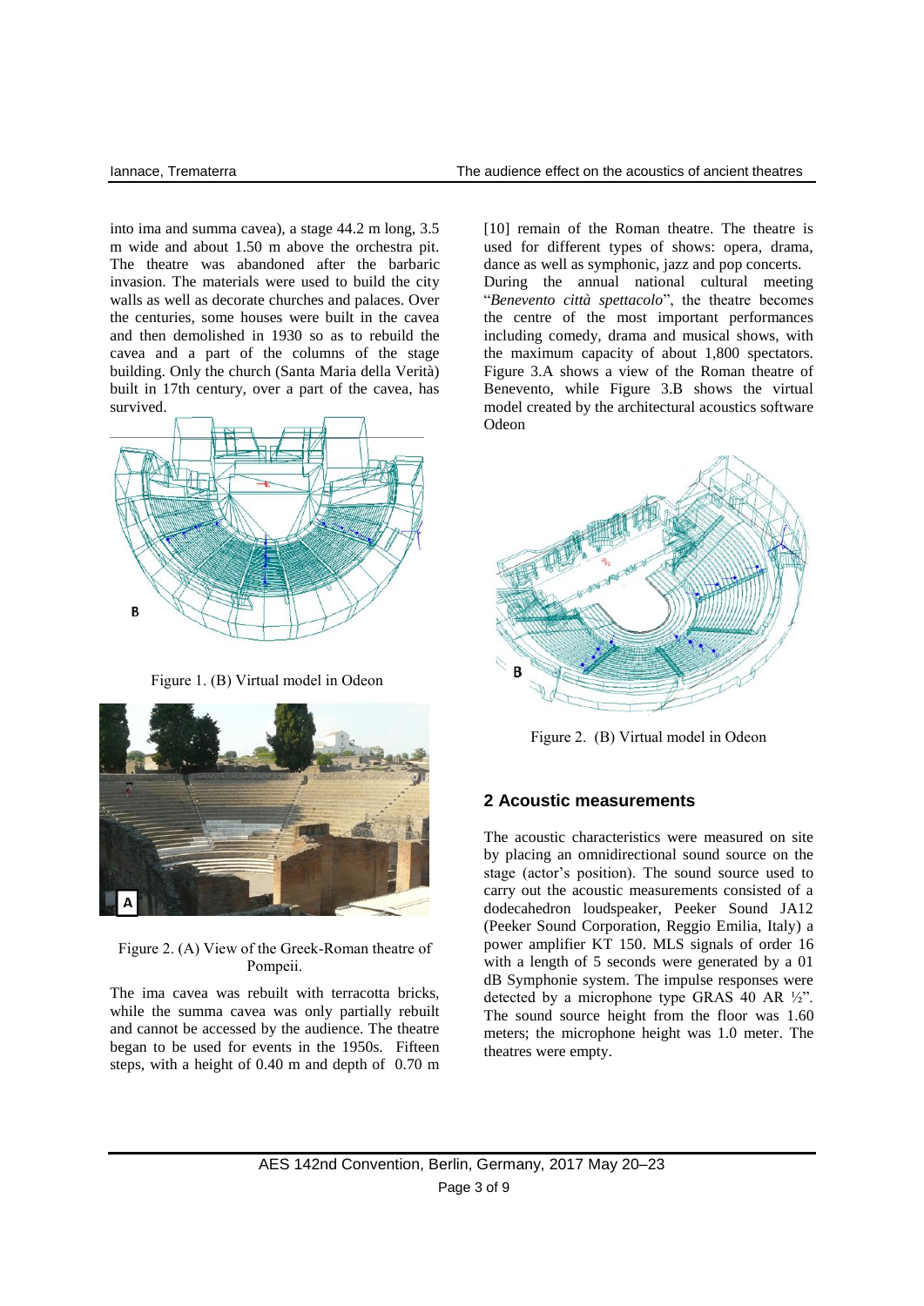into ima and summa cavea), a stage 44.2 m long, 3.5 m wide and about 1.50 m above the orchestra pit. The theatre was abandoned after the barbaric invasion. The materials were used to build the city walls as well as decorate churches and palaces. Over the centuries, some houses were built in the cavea and then demolished in 1930 so as to rebuild the cavea and a part of the columns of the stage building. Only the church (Santa Maria della Verità) built in 17th century, over a part of the cavea, has survived.

Figure 1. (B) Virtual model in Odeon

Figure 2. (A) View of the Greek-Roman theatre of Pompeii.

The ima cavea was rebuilt with terracotta bricks, while the summa cavea was only partially rebuilt and cannot be accessed by the audience. The theatre began to be used for events in the 1950s. Fifteen steps, with a height of 0.40 m and depth of 0.70 m [10] remain of the Roman theatre. The theatre is used for different types of shows: opera, drama, dance as well as symphonic, jazz and pop concerts. During the annual national cultural meeting "*Benevento città spettacolo*", the theatre becomes the centre of the most important performances including comedy, drama and musical shows, with the maximum capacity of about 1,800 spectators. Figure 3.A shows a view of the Roman theatre of Benevento, while Figure 3.B shows the virtual model created by the architectural acoustics software Odeon

Figure 2. (B) Virtual model in Odeon

## 2 Acoustic measurements

The acoustic characteristics were measured on site by placing an omnidirectional sound source on the stage (actor's position). The sound source used to carry out the acoustic measurements consisted of a dodecahedron loudspeaker, Peeker Sound JA12 (Peeker Sound Corporation, Reggio Emilia, Italy) a power amplifier KT 150. MLS signals of order 16 with a length of 5 seconds were generated by a 01 dB Symphonie system. The impulse responses were detected by a microphone type GRAS 40 AR ½". The sound source height from the floor was 1.60 meters; the microphone height was 1.0 meter. The theatres were empty.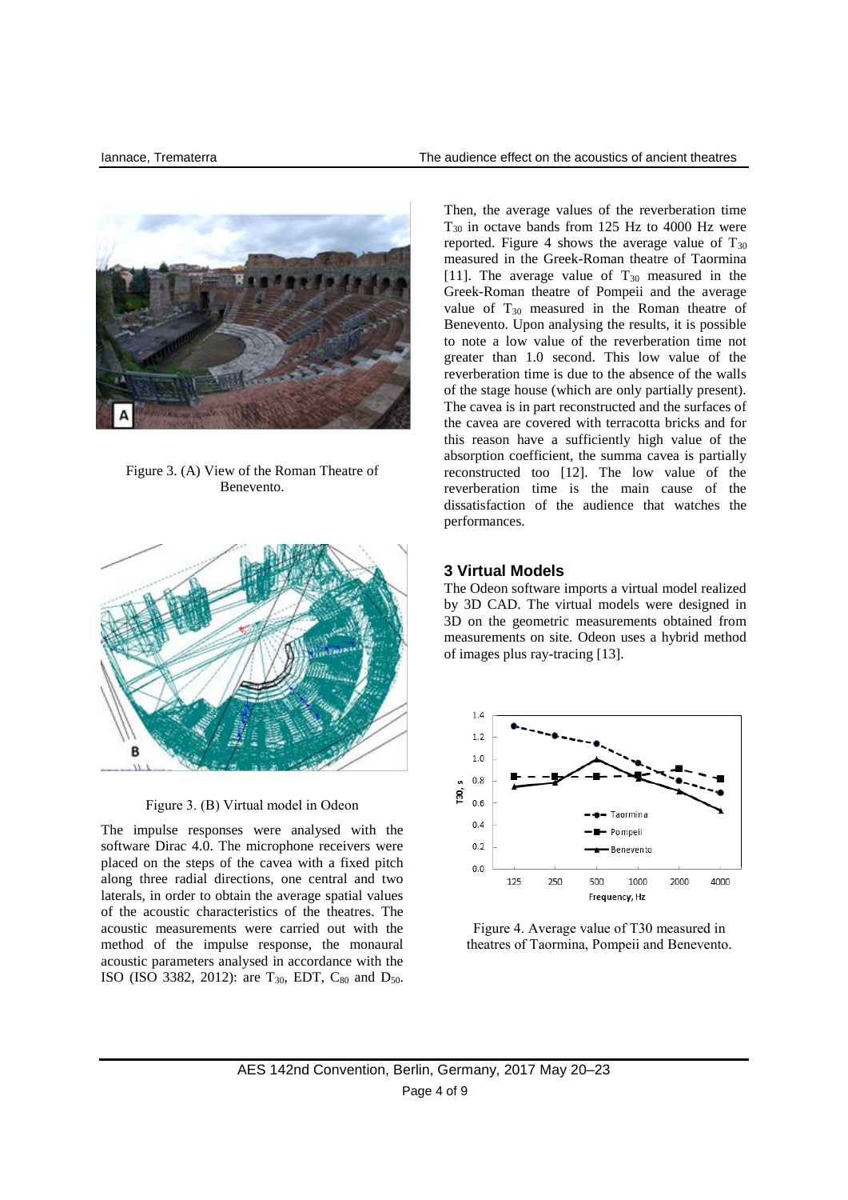Figure 3. (A) View of the Roman Theatre of Benevento.

Figure 3. (B) Virtual model in Odeon

The impulse responses were analysed with the software Dirac 4.0. The microphone receivers were placed on the steps of the cavea with a fixed pitch along three radial directions, one central and two laterals, in order to obtain the average spatial values of the acoustic characteristics of the theatres. The acoustic measurements were carried out with the method of the impulse response, the monaural acoustic parameters analysed in accordance with the ISO (ISO 3382, 2012): are $T_{30}$, EDT, $C_{80}$ and $D_{50}$. Then, the average values of the reverberation time $T_{30}$ in octave bands from 125 Hz to 4000 Hz were reported. Figure 4 shows the average value of $T_{30}$ measured in the Greek-Roman theatre of Taormina [11]. The average value of $T_{30}$ measured in the Greek-Roman theatre of Pompeii and the average value of $T_{30}$ measured in the Roman theatre of Benevento. Upon analysing the results, it is possible to note a low value of the reverberation time not greater than 1.0 second. This low value of the reverberation time is due to the absence of the walls of the stage house (which are only partially present). The cavea is in part reconstructed and the surfaces of the cavea are covered with terracotta bricks and for this reason have a sufficiently high value of the absorption coefficient, the summa cavea is partially reconstructed too [12]. The low value of the reverberation time is the main cause of the dissatisfaction of the audience that watches the performances.

## 3 Virtual Models

The Odeon software imports a virtual model realized by 3D CAD. The virtual models were designed in 3D on the geometric measurements obtained from measurements on site. Odeon uses a hybrid method of images plus ray-tracing [13].

Figure 4. Average value of T30 measured in theatres of Taormina, Pompeii and Benevento.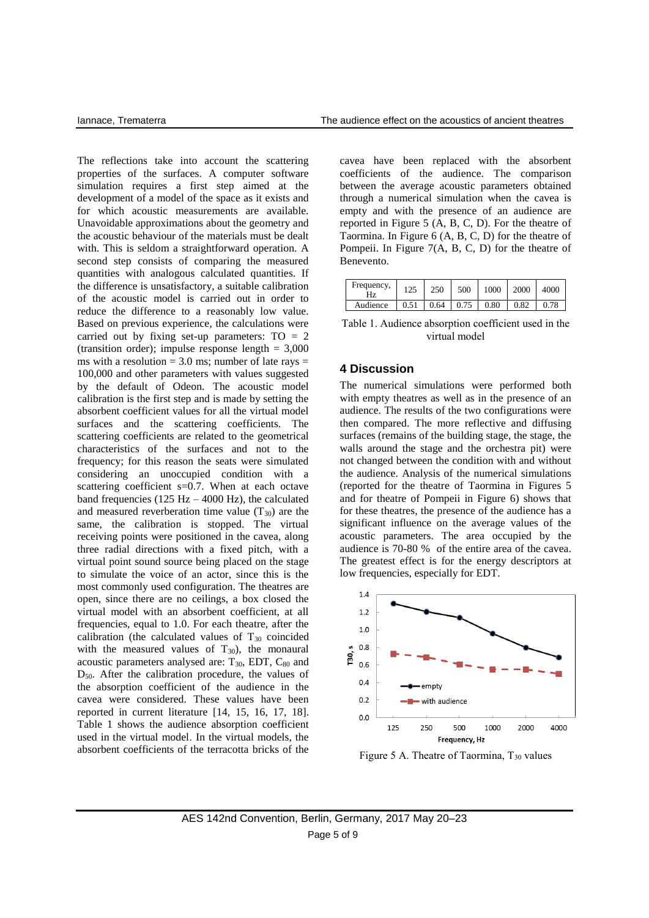The reflections take into account the scattering properties of the surfaces. A computer software simulation requires a first step aimed at the development of a model of the space as it exists and for which acoustic measurements are available. Unavoidable approximations about the geometry and the acoustic behaviour of the materials must be dealt with. This is seldom a straightforward operation. A second step consists of comparing the measured quantities with analogous calculated quantities. If the difference is unsatisfactory, a suitable calibration of the acoustic model is carried out in order to reduce the difference to a reasonably low value. Based on previous experience, the calculations were carried out by fixing set-up parameters: TO = 2 (transition order); impulse response length = 3,000 ms with a resolution = 3.0 ms; number of late rays = 100,000 and other parameters with values suggested by the default of Odeon. The acoustic model calibration is the first step and is made by setting the absorbent coefficient values for all the virtual model surfaces and the scattering coefficients. The scattering coefficients are related to the geometrical characteristics of the surfaces and not to the frequency; for this reason the seats were simulated considering an unoccupied condition with a scattering coefficient s=0.7. When at each octave band frequencies (125 Hz – 4000 Hz), the calculated and measured reverberation time value ($T_{30}$) are the same, the calibration is stopped. The virtual receiving points were positioned in the cavea, along three radial directions with a fixed pitch, with a virtual point sound source being placed on the stage to simulate the voice of an actor, since this is the most commonly used configuration. The theatres are open, since there are no ceilings, a box closed the virtual model with an absorbent coefficient, at all frequencies, equal to 1.0. For each theatre, after the calibration (the calculated values of $T_{30}$ coincided with the measured values of $T_{30}$), the monaural acoustic parameters analysed are: $T_{30}$, EDT, $C_{80}$ and $D_{50}$. After the calibration procedure, the values of the absorption coefficient of the audience in the cavea were considered. These values have been reported in current literature [14, 15, 16, 17, 18]. Table 1 shows the audience absorption coefficient used in the virtual model. In the virtual models, the absorbent coefficients of the terracotta bricks of the cavea have been replaced with the absorbent coefficients of the audience. The comparison between the average acoustic parameters obtained through a numerical simulation when the cavea is empty and with the presence of an audience are reported in Figure 5 (A, B, C, D). For the theatre of Taormina. In Figure 6 (A, B, C, D) for the theatre of Pompeii. In Figure 7(A, B, C, D) for the theatre of Benevento.

| Frequency, Hz | 125 | 250 | 500 | 1000 | 2000 | 4000 |
|---|---|---|---|---|---|---|
| Audience | 0.51 | 0.64 | 0.75 | 0.80 | 0.82 | 0.78 |

Table 1. Audience absorption coefficient used in the virtual model

## 4 Discussion

The numerical simulations were performed both with empty theatres as well as in the presence of an audience. The results of the two configurations were then compared. The more reflective and diffusing surfaces (remains of the building stage, the stage, the walls around the stage and the orchestra pit) were not changed between the condition with and without the audience. Analysis of the numerical simulations (reported for the theatre of Taormina in Figures 5 and for theatre of Pompeii in Figure 6) shows that for these theatres, the presence of the audience has a significant influence on the average values of the acoustic parameters. The area occupied by the audience is 70-80 % of the entire area of the cavea. The greatest effect is for the energy descriptors at low frequencies, especially for EDT.

Figure 5 A. Theatre of Taormina, $T_{30}$ values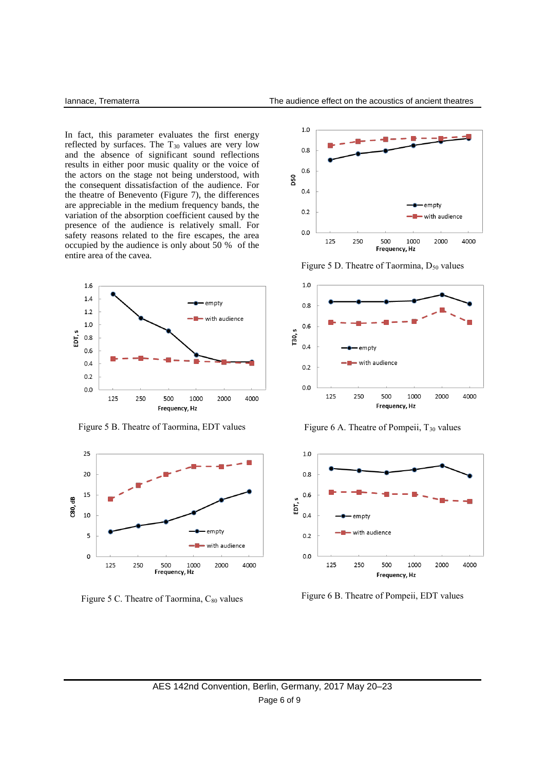In fact, this parameter evaluates the first energy reflected by surfaces. The $T_{30}$ values are very low and the absence of significant sound reflections results in either poor music quality or the voice of the actors on the stage not being understood, with the consequent dissatisfaction of the audience. For the theatre of Benevento (Figure 7), the differences are appreciable in the medium frequency bands, the variation of the absorption coefficient caused by the presence of the audience is relatively small. For safety reasons related to the fire escapes, the area occupied by the audience is only about 50 % of the entire area of the cavea.

Figure 5 B. Theatre of Taormina, EDT values

Figure 5 C. Theatre of Taormina, $C_{80}$ values

Figure 5 D. Theatre of Taormina, $D_{50}$ values

Figure 6 A. Theatre of Pompeii, $T_{30}$ values

Figure 6 B. Theatre of Pompeii, EDT values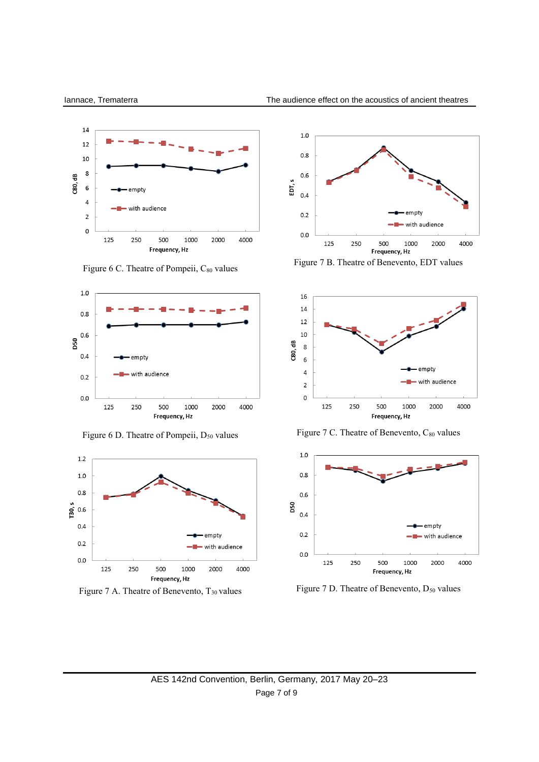Figure 6 C. Theatre of Pompeii, $C_{80}$ values

Figure 7 B. Theatre of Benevento, EDT values

Figure 6 D. Theatre of Pompeii, $D_{50}$ values

Figure 7 C. Theatre of Benevento, $C_{80}$ values

Figure 7 A. Theatre of Benevento, $T_{30}$ values

Figure 7 D. Theatre of Benevento, $D_{50}$ values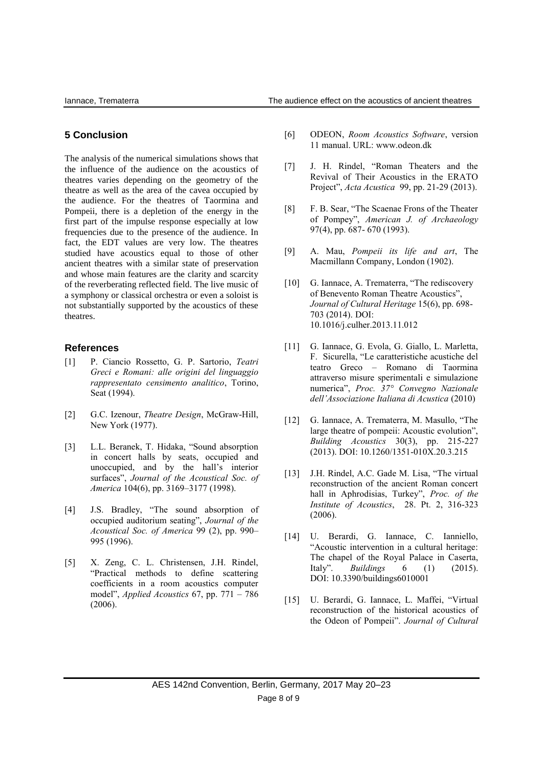## 5 Conclusion

The analysis of the numerical simulations shows that the influence of the audience on the acoustics of theatres varies depending on the geometry of the theatre as well as the area of the cavea occupied by the audience. For the theatres of Taormina and Pompeii, there is a depletion of the energy in the first part of the impulse response especially at low frequencies due to the presence of the audience. In fact, the EDT values are very low. The theatres studied have acoustics equal to those of other ancient theatres with a similar state of preservation and whose main features are the clarity and scarcity of the reverberating reflected field. The live music of a symphony or classical orchestra or even a soloist is not substantially supported by the acoustics of these theatres.

### References

[1] P. Ciancio Rossetto, G. P. Sartorio, *Teatri Greci e Romani: alle origini del linguaggio rappresentato censimento analitico*, Torino, Seat (1994).

[2] G.C. Izenour, *Theatre Design*, McGraw-Hill, New York (1977).

[3] L.L. Beranek, T. Hidaka, "Sound absorption in concert halls by seats, occupied and unoccupied, and by the hall's interior surfaces", *Journal of the Acoustical Soc. of America* 104(6), pp. 3169–3177 (1998).

[4] J.S. Bradley, "The sound absorption of occupied auditorium seating", *Journal of the Acoustical Soc. of America* 99 (2), pp. 990–995 (1996).

[5] X. Zeng, C. L. Christensen, J.H. Rindel, "Practical methods to define scattering coefficients in a room acoustics computer model", *Applied Acoustics* 67, pp. 771 – 786 (2006).

[6] ODEON, *Room Acoustics Software*, version 11 manual. URL: www.odeon.dk

[7] J. H. Rindel, "Roman Theaters and the Revival of Their Acoustics in the ERATO Project", *Acta Acustica* 99, pp. 21-29 (2013).

[8] F. B. Sear, "The Scaenae Frons of the Theater of Pompey", *American J. of Archaeology* 97(4), pp. 687- 670 (1993).

[9] A. Mau, *Pompeii its life and art*, The Macmillann Company, London (1902).

[10] G. Iannace, A. Trematerra, "The rediscovery of Benevento Roman Theatre Acoustics", *Journal of Cultural Heritage* 15(6), pp. 698-703 (2014). DOI: 10.1016/j.culher.2013.11.012

[11] G. Iannace, G. Evola, G. Giallo, L. Marletta, F. Sicurella, "Le caratteristiche acustiche del teatro Greco – Romano di Taormina attraverso misure sperimentali e simulazione numerica", *Proc. 37° Convegno Nazionale dell'Associazione Italiana di Acustica* (2010)

[12] G. Iannace, A. Trematerra, M. Masullo, "The large theatre of pompeii: Acoustic evolution", *Building Acoustics* 30(3), pp. 215-227 (2013). DOI: 10.1260/1351-010X.20.3.215

[13] J.H. Rindel, A.C. Gade M. Lisa, "The virtual reconstruction of the ancient Roman concert hall in Aphrodisias, Turkey", *Proc. of the Institute of Acoustics*, 28. Pt. 2, 316-323 (2006).

[14] U. Berardi, G. Iannace, C. Ianniello, "Acoustic intervention in a cultural heritage: The chapel of the Royal Palace in Caserta, Italy". *Buildings* 6 (1) (2015). DOI: 10.3390/buildings6010001

[15] U. Berardi, G. Iannace, L. Maffei, "Virtual reconstruction of the historical acoustics of the Odeon of Pompeii". *Journal of Cultural*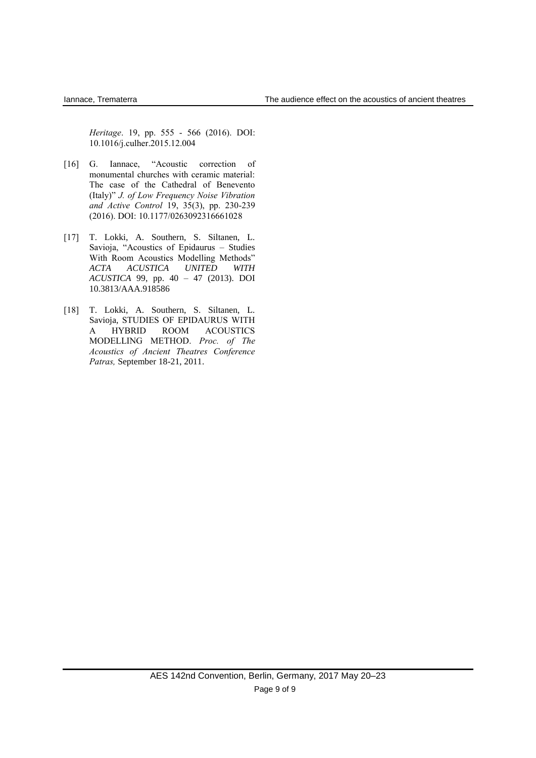*Heritage*. 19, pp. 555 - 566 (2016). DOI: 10.1016/j.culher.2015.12.004

[16] G. Iannace, "Acoustic correction of monumental churches with ceramic material: The case of the Cathedral of Benevento (Italy)" *J. of Low Frequency Noise Vibration and Active Control* 19, 35(3), pp. 230-239 (2016). DOI: 10.1177/0263092316661028

[17] T. Lokki, A. Southern, S. Siltanen, L. Savioja, "Acoustics of Epidaurus – Studies With Room Acoustics Modelling Methods" *ACTA ACUSTICA UNITED WITH ACUSTICA* 99, pp. 40 – 47 (2013). DOI 10.3813/AAA.918586

[18] T. Lokki, A. Southern, S. Siltanen, L. Savioja, STUDIES OF EPIDAURUS WITH A HYBRID ROOM ACOUSTICS MODELLING METHOD. *Proc. of The Acoustics of Ancient Theatres Conference Patras,* September 18-21, 2011.